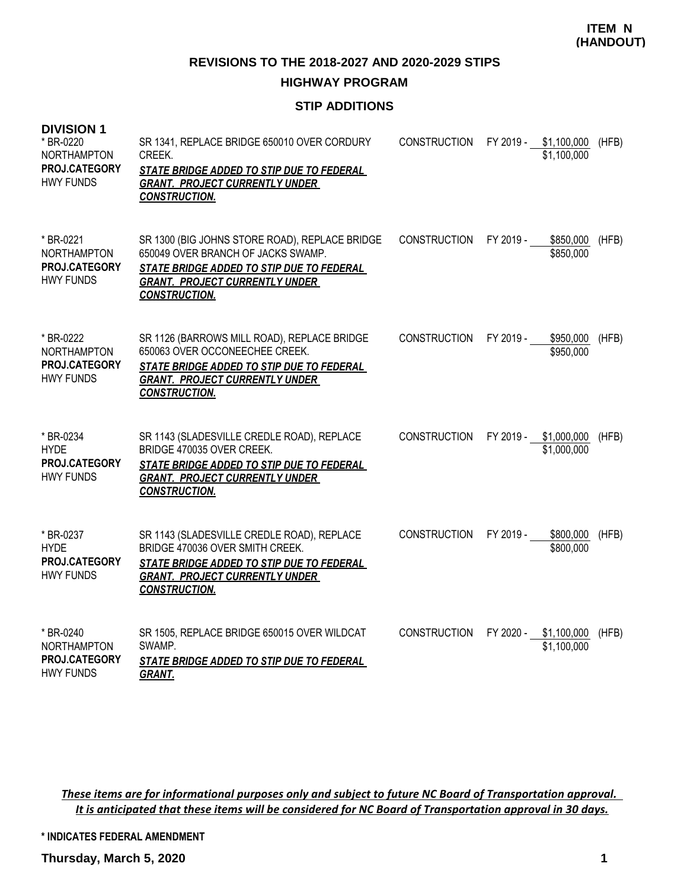**ITEM N (HANDOUT)**

## REVISIONS TO THE 2018-2027 AND 2020-2029 STIPS

### HIGHWAY PROGRAM

### STIP ADDITIONS

**DIVISION 1**

| | | | | | |
|---|---|---|---|---|---|
| * BR-0220<br>NORTHAMPTON<br>**PROJ.CATEGORY**<br>HWY FUNDS | SR 1341, REPLACE BRIDGE 650010 OVER CORDURY CREEK.<br>***STATE BRIDGE ADDED TO STIP DUE TO FEDERAL GRANT. PROJECT CURRENTLY UNDER CONSTRUCTION.*** | CONSTRUCTION | FY 2019 - | \$1,100,000<br>\$1,100,000 | (HFB) |
| * BR-0221<br>NORTHAMPTON<br>**PROJ.CATEGORY**<br>HWY FUNDS | SR 1300 (BIG JOHNS STORE ROAD), REPLACE BRIDGE 650049 OVER BRANCH OF JACKS SWAMP.<br>***STATE BRIDGE ADDED TO STIP DUE TO FEDERAL GRANT. PROJECT CURRENTLY UNDER CONSTRUCTION.*** | CONSTRUCTION | FY 2019 - | \$850,000<br>\$850,000 | (HFB) |
| * BR-0222<br>NORTHAMPTON<br>**PROJ.CATEGORY**<br>HWY FUNDS | SR 1126 (BARROWS MILL ROAD), REPLACE BRIDGE 650063 OVER OCCONEECHEE CREEK.<br>***STATE BRIDGE ADDED TO STIP DUE TO FEDERAL GRANT. PROJECT CURRENTLY UNDER CONSTRUCTION.*** | CONSTRUCTION | FY 2019 - | \$950,000<br>\$950,000 | (HFB) |
| * BR-0234<br>HYDE<br>**PROJ.CATEGORY**<br>HWY FUNDS | SR 1143 (SLADESVILLE CREDLE ROAD), REPLACE BRIDGE 470035 OVER CREEK.<br>***STATE BRIDGE ADDED TO STIP DUE TO FEDERAL GRANT. PROJECT CURRENTLY UNDER CONSTRUCTION.*** | CONSTRUCTION | FY 2019 - | \$1,000,000<br>\$1,000,000 | (HFB) |
| * BR-0237<br>HYDE<br>**PROJ.CATEGORY**<br>HWY FUNDS | SR 1143 (SLADESVILLE CREDLE ROAD), REPLACE BRIDGE 470036 OVER SMITH CREEK.<br>***STATE BRIDGE ADDED TO STIP DUE TO FEDERAL GRANT. PROJECT CURRENTLY UNDER CONSTRUCTION.*** | CONSTRUCTION | FY 2019 - | \$800,000<br>\$800,000 | (HFB) |
| * BR-0240<br>NORTHAMPTON<br>**PROJ.CATEGORY**<br>HWY FUNDS | SR 1505, REPLACE BRIDGE 650015 OVER WILDCAT SWAMP.<br>***STATE BRIDGE ADDED TO STIP DUE TO FEDERAL GRANT.*** | CONSTRUCTION | FY 2020 - | \$1,100,000<br>\$1,100,000 | (HFB) |

***These items are for informational purposes only and subject to future NC Board of Transportation approval. It is anticipated that these items will be considered for NC Board of Transportation approval in 30 days.***

**\* INDICATES FEDERAL AMENDMENT**

**Thursday, March 5, 2020**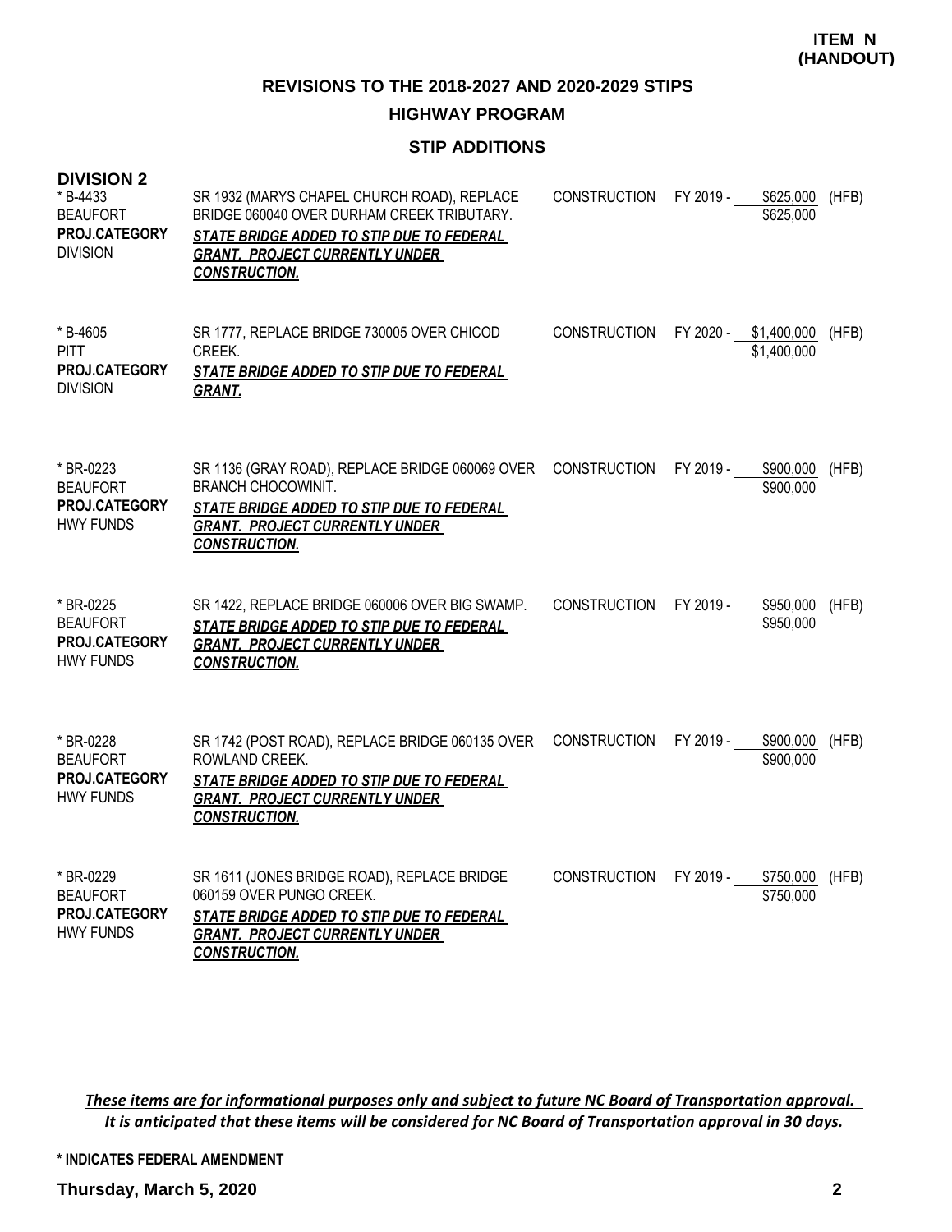**ITEM N (HANDOUT)**

## REVISIONS TO THE 2018-2027 AND 2020-2029 STIPS

### HIGHWAY PROGRAM

### STIP ADDITIONS

**DIVISION 2**

| Project | Description | Phase | Year | Cost | Fund |
|---|---|---|---|---|---|
| * B-4433<br>BEAUFORT<br>**PROJ.CATEGORY**<br>DIVISION | SR 1932 (MARYS CHAPEL CHURCH ROAD), REPLACE BRIDGE 060040 OVER DURHAM CREEK TRIBUTARY.<br>***STATE BRIDGE ADDED TO STIP DUE TO FEDERAL GRANT. PROJECT CURRENTLY UNDER CONSTRUCTION.*** | CONSTRUCTION | FY 2019 - | $625,000<br>$625,000 | (HFB) |
| * B-4605<br>PITT<br>**PROJ.CATEGORY**<br>DIVISION | SR 1777, REPLACE BRIDGE 730005 OVER CHICOD CREEK.<br>***STATE BRIDGE ADDED TO STIP DUE TO FEDERAL GRANT.*** | CONSTRUCTION | FY 2020 - | $1,400,000<br>$1,400,000 | (HFB) |
| * BR-0223<br>BEAUFORT<br>**PROJ.CATEGORY**<br>HWY FUNDS | SR 1136 (GRAY ROAD), REPLACE BRIDGE 060069 OVER BRANCH CHOCOWINIT.<br>***STATE BRIDGE ADDED TO STIP DUE TO FEDERAL GRANT. PROJECT CURRENTLY UNDER CONSTRUCTION.*** | CONSTRUCTION | FY 2019 - | $900,000<br>$900,000 | (HFB) |
| * BR-0225<br>BEAUFORT<br>**PROJ.CATEGORY**<br>HWY FUNDS | SR 1422, REPLACE BRIDGE 060006 OVER BIG SWAMP.<br>***STATE BRIDGE ADDED TO STIP DUE TO FEDERAL GRANT. PROJECT CURRENTLY UNDER CONSTRUCTION.*** | CONSTRUCTION | FY 2019 - | $950,000<br>$950,000 | (HFB) |
| * BR-0228<br>BEAUFORT<br>**PROJ.CATEGORY**<br>HWY FUNDS | SR 1742 (POST ROAD), REPLACE BRIDGE 060135 OVER ROWLAND CREEK.<br>***STATE BRIDGE ADDED TO STIP DUE TO FEDERAL GRANT. PROJECT CURRENTLY UNDER CONSTRUCTION.*** | CONSTRUCTION | FY 2019 - | $900,000<br>$900,000 | (HFB) |
| * BR-0229<br>BEAUFORT<br>**PROJ.CATEGORY**<br>HWY FUNDS | SR 1611 (JONES BRIDGE ROAD), REPLACE BRIDGE 060159 OVER PUNGO CREEK.<br>***STATE BRIDGE ADDED TO STIP DUE TO FEDERAL GRANT. PROJECT CURRENTLY UNDER CONSTRUCTION.*** | CONSTRUCTION | FY 2019 - | $750,000<br>$750,000 | (HFB) |

***These items are for informational purposes only and subject to future NC Board of Transportation approval. It is anticipated that these items will be considered for NC Board of Transportation approval in 30 days.***

**\* INDICATES FEDERAL AMENDMENT**

**Thursday, March 5, 2020**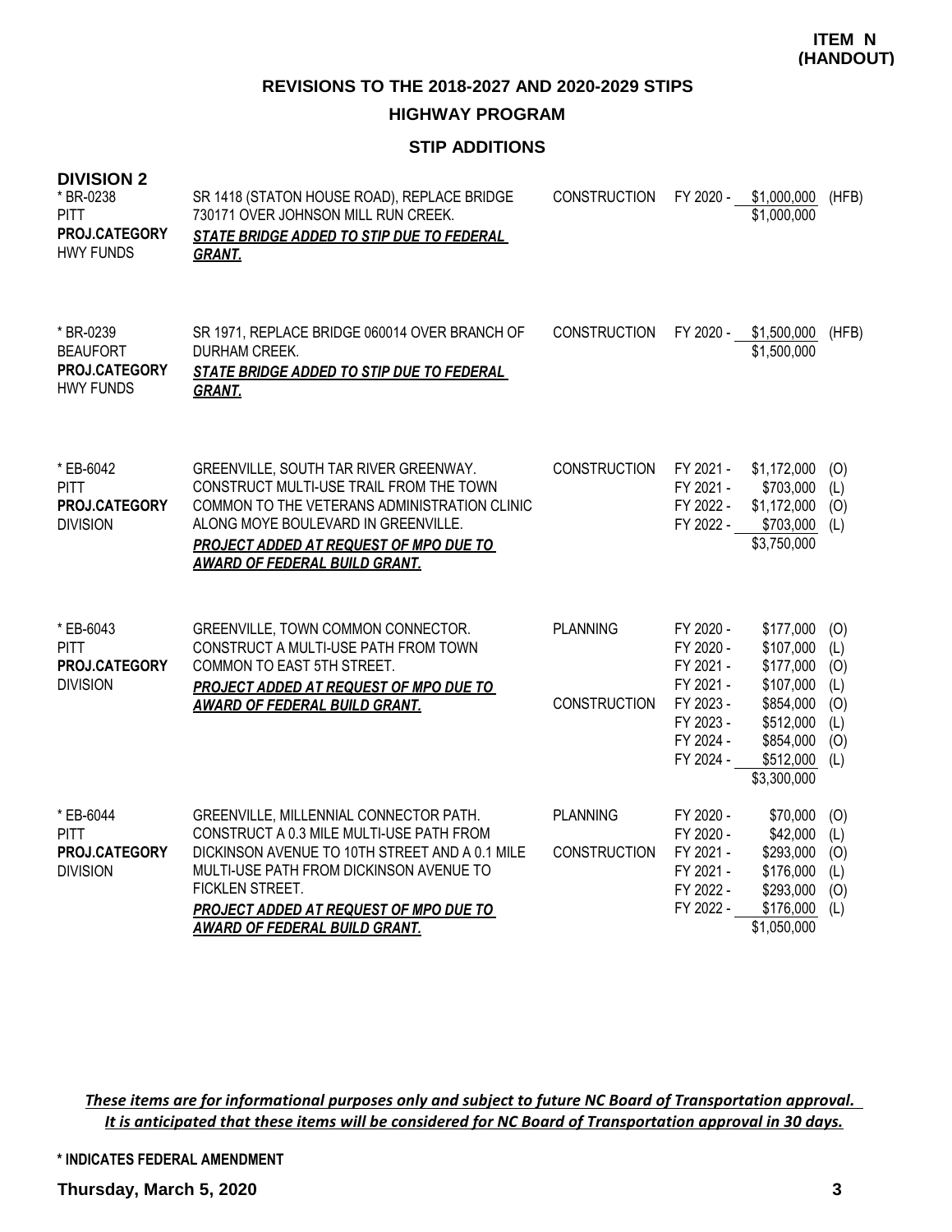**ITEM N (HANDOUT)**

## REVISIONS TO THE 2018-2027 AND 2020-2029 STIPS

### HIGHWAY PROGRAM

### STIP ADDITIONS

**DIVISION 2**

| Project | Description | Phase | Fiscal Year | Amount | Source |
|---|---|---|---|---|---|
| * BR-0238<br>PITT<br>**PROJ.CATEGORY**<br>HWY FUNDS | SR 1418 (STATON HOUSE ROAD), REPLACE BRIDGE 730171 OVER JOHNSON MILL RUN CREEK.<br>***STATE BRIDGE ADDED TO STIP DUE TO FEDERAL GRANT.*** | CONSTRUCTION | FY 2020 - | $1,000,000 | (HFB) |
| | | | | $1,000,000 | |
| * BR-0239<br>BEAUFORT<br>**PROJ.CATEGORY**<br>HWY FUNDS | SR 1971, REPLACE BRIDGE 060014 OVER BRANCH OF DURHAM CREEK.<br>***STATE BRIDGE ADDED TO STIP DUE TO FEDERAL GRANT.*** | CONSTRUCTION | FY 2020 - | $1,500,000 | (HFB) |
| | | | | $1,500,000 | |
| * EB-6042<br>PITT<br>**PROJ.CATEGORY**<br>DIVISION | GREENVILLE, SOUTH TAR RIVER GREENWAY. CONSTRUCT MULTI-USE TRAIL FROM THE TOWN COMMON TO THE VETERANS ADMINISTRATION CLINIC ALONG MOYE BOULEVARD IN GREENVILLE.<br>***PROJECT ADDED AT REQUEST OF MPO DUE TO AWARD OF FEDERAL BUILD GRANT.*** | CONSTRUCTION | FY 2021 - | $1,172,000 | (O) |
| | | | FY 2021 - | $703,000 | (L) |
| | | | FY 2022 - | $1,172,000 | (O) |
| | | | FY 2022 - | $703,000 | (L) |
| | | | | $3,750,000 | |
| * EB-6043<br>PITT<br>**PROJ.CATEGORY**<br>DIVISION | GREENVILLE, TOWN COMMON CONNECTOR. CONSTRUCT A MULTI-USE PATH FROM TOWN COMMON TO EAST 5TH STREET.<br>***PROJECT ADDED AT REQUEST OF MPO DUE TO AWARD OF FEDERAL BUILD GRANT.*** | PLANNING | FY 2020 - | $177,000 | (O) |
| | | | FY 2020 - | $107,000 | (L) |
| | | | FY 2021 - | $177,000 | (O) |
| | | | FY 2021 - | $107,000 | (L) |
| | | CONSTRUCTION | FY 2023 - | $854,000 | (O) |
| | | | FY 2023 - | $512,000 | (L) |
| | | | FY 2024 - | $854,000 | (O) |
| | | | FY 2024 - | $512,000 | (L) |
| | | | | $3,300,000 | |
| * EB-6044<br>PITT<br>**PROJ.CATEGORY**<br>DIVISION | GREENVILLE, MILLENNIAL CONNECTOR PATH. CONSTRUCT A 0.3 MILE MULTI-USE PATH FROM DICKINSON AVENUE TO 10TH STREET AND A 0.1 MILE MULTI-USE PATH FROM DICKINSON AVENUE TO FICKLEN STREET.<br>***PROJECT ADDED AT REQUEST OF MPO DUE TO AWARD OF FEDERAL BUILD GRANT.*** | PLANNING | FY 2020 - | $70,000 | (O) |
| | | | FY 2020 - | $42,000 | (L) |
| | | CONSTRUCTION | FY 2021 - | $293,000 | (O) |
| | | | FY 2021 - | $176,000 | (L) |
| | | | FY 2022 - | $293,000 | (O) |
| | | | FY 2022 - | $176,000 | (L) |
| | | | | $1,050,000 | |

***These items are for informational purposes only and subject to future NC Board of Transportation approval. It is anticipated that these items will be considered for NC Board of Transportation approval in 30 days.***

**\* INDICATES FEDERAL AMENDMENT**

**Thursday, March 5, 2020**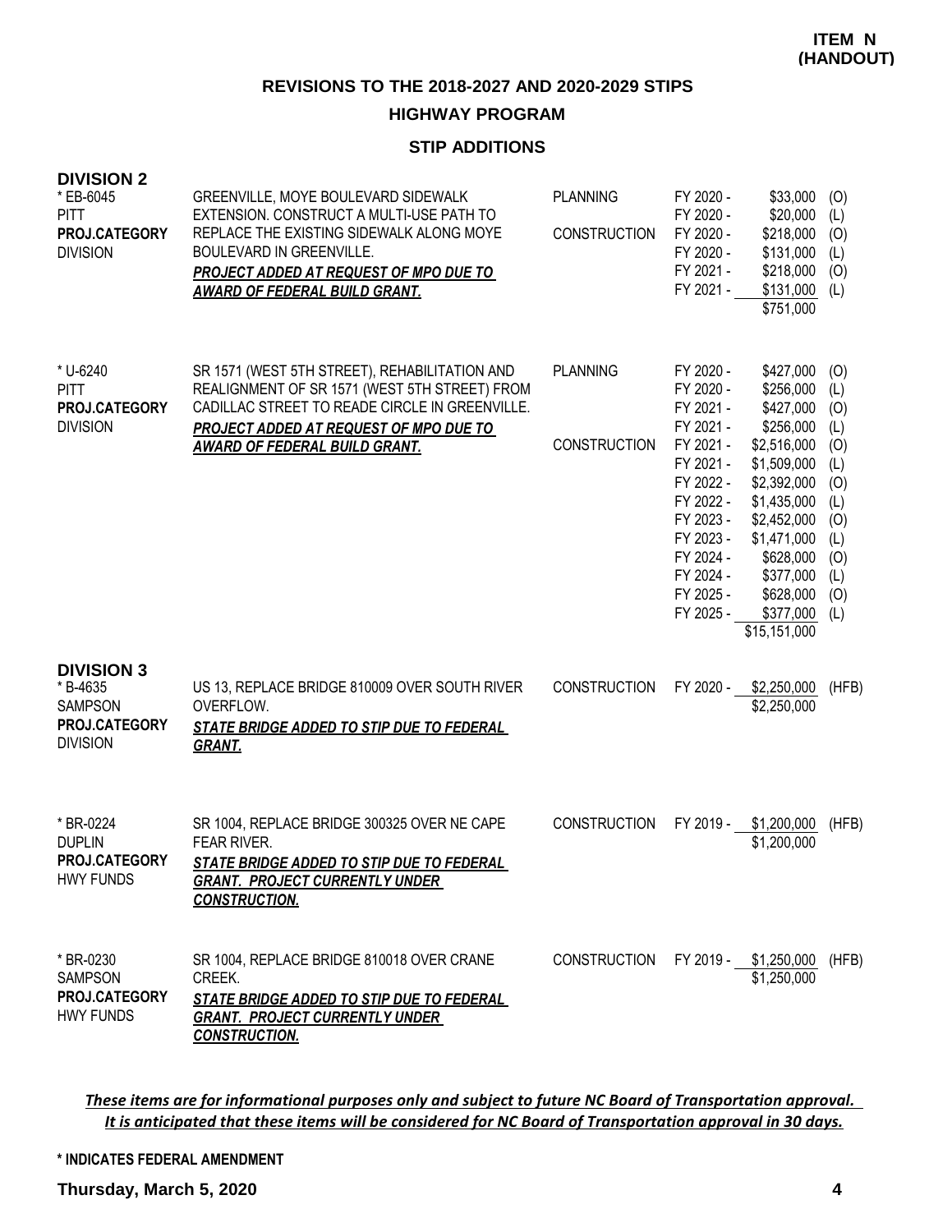**ITEM N (HANDOUT)**

## REVISIONS TO THE 2018-2027 AND 2020-2029 STIPS

### HIGHWAY PROGRAM

### STIP ADDITIONS

**DIVISION 2**

| Project | Description | Work Type | Fiscal Year | Amount | Fund |
|---|---|---|---|---|---|
| * EB-6045<br>PITT<br>**PROJ.CATEGORY**<br>DIVISION | GREENVILLE, MOYE BOULEVARD SIDEWALK EXTENSION. CONSTRUCT A MULTI-USE PATH TO REPLACE THE EXISTING SIDEWALK ALONG MOYE BOULEVARD IN GREENVILLE.<br>***PROJECT ADDED AT REQUEST OF MPO DUE TO AWARD OF FEDERAL BUILD GRANT.*** | PLANNING | FY 2020 - | $33,000 | (O) |
| | | | FY 2020 - | $20,000 | (L) |
| | | CONSTRUCTION | FY 2020 - | $218,000 | (O) |
| | | | FY 2020 - | $131,000 | (L) |
| | | | FY 2021 - | $218,000 | (O) |
| | | | FY 2021 - | $131,000 | (L) |
| | | | | $751,000 | |
| * U-6240<br>PITT<br>**PROJ.CATEGORY**<br>DIVISION | SR 1571 (WEST 5TH STREET), REHABILITATION AND REALIGNMENT OF SR 1571 (WEST 5TH STREET) FROM CADILLAC STREET TO READE CIRCLE IN GREENVILLE.<br>***PROJECT ADDED AT REQUEST OF MPO DUE TO AWARD OF FEDERAL BUILD GRANT.*** | PLANNING | FY 2020 - | $427,000 | (O) |
| | | | FY 2020 - | $256,000 | (L) |
| | | | FY 2021 - | $427,000 | (O) |
| | | | FY 2021 - | $256,000 | (L) |
| | | CONSTRUCTION | FY 2021 - | $2,516,000 | (O) |
| | | | FY 2021 - | $1,509,000 | (L) |
| | | | FY 2022 - | $2,392,000 | (O) |
| | | | FY 2022 - | $1,435,000 | (L) |
| | | | FY 2023 - | $2,452,000 | (O) |
| | | | FY 2023 - | $1,471,000 | (L) |
| | | | FY 2024 - | $628,000 | (O) |
| | | | FY 2024 - | $377,000 | (L) |
| | | | FY 2025 - | $628,000 | (O) |
| | | | FY 2025 - | $377,000 | (L) |
| | | | | $15,151,000 | |

**DIVISION 3**

| Project | Description | Work Type | Fiscal Year | Amount | Fund |
|---|---|---|---|---|---|
| * B-4635<br>SAMPSON<br>**PROJ.CATEGORY**<br>DIVISION | US 13, REPLACE BRIDGE 810009 OVER SOUTH RIVER OVERFLOW.<br>***STATE BRIDGE ADDED TO STIP DUE TO FEDERAL GRANT.*** | CONSTRUCTION | FY 2020 - | $2,250,000 | (HFB) |
| | | | | $2,250,000 | |
| * BR-0224<br>DUPLIN<br>**PROJ.CATEGORY**<br>HWY FUNDS | SR 1004, REPLACE BRIDGE 300325 OVER NE CAPE FEAR RIVER.<br>***STATE BRIDGE ADDED TO STIP DUE TO FEDERAL GRANT. PROJECT CURRENTLY UNDER CONSTRUCTION.*** | CONSTRUCTION | FY 2019 - | $1,200,000 | (HFB) |
| | | | | $1,200,000 | |
| * BR-0230<br>SAMPSON<br>**PROJ.CATEGORY**<br>HWY FUNDS | SR 1004, REPLACE BRIDGE 810018 OVER CRANE CREEK.<br>***STATE BRIDGE ADDED TO STIP DUE TO FEDERAL GRANT. PROJECT CURRENTLY UNDER CONSTRUCTION.*** | CONSTRUCTION | FY 2019 - | $1,250,000 | (HFB) |
| | | | | $1,250,000 | |

***These items are for informational purposes only and subject to future NC Board of Transportation approval. It is anticipated that these items will be considered for NC Board of Transportation approval in 30 days.***

**\* INDICATES FEDERAL AMENDMENT**

**Thursday, March 5, 2020**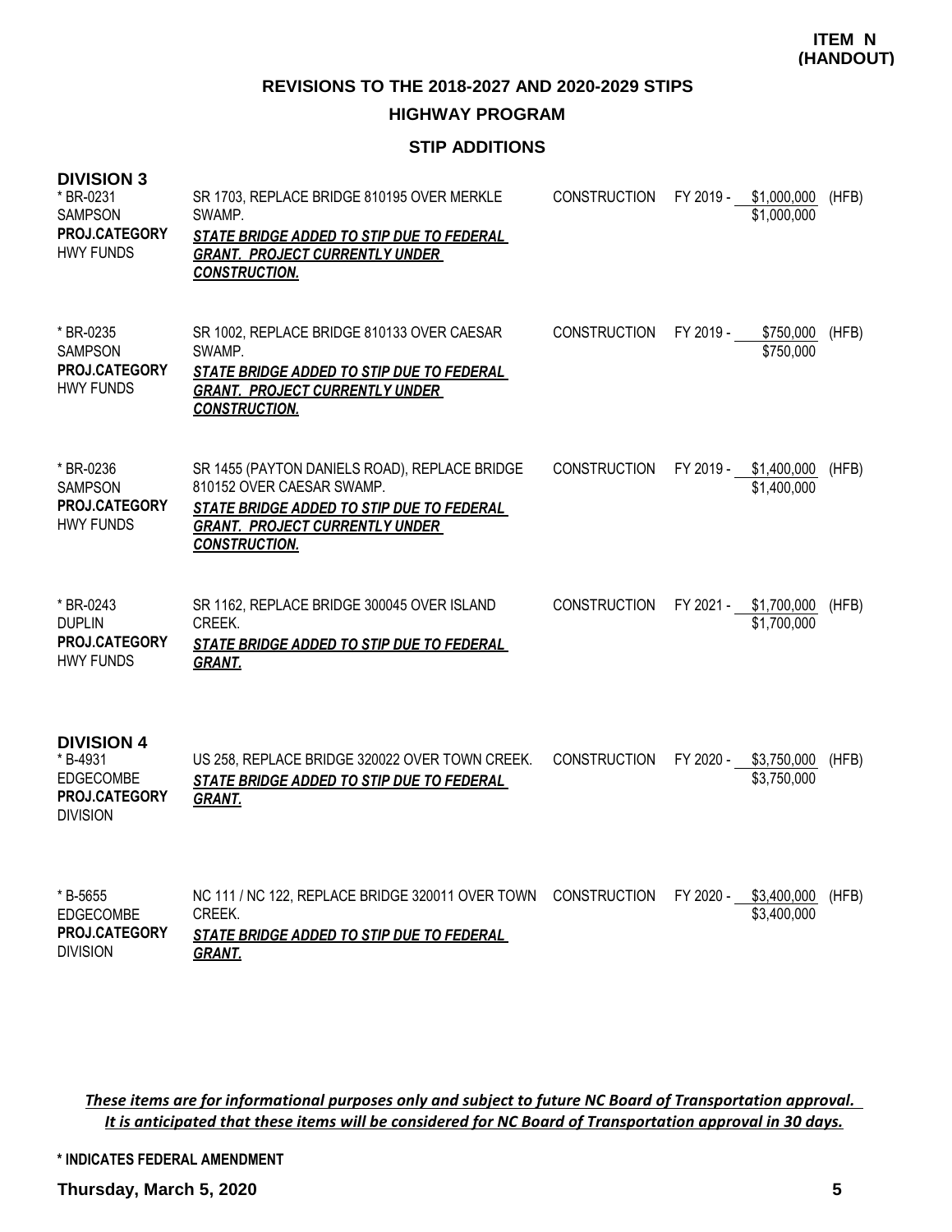**ITEM N (HANDOUT)**

## REVISIONS TO THE 2018-2027 AND 2020-2029 STIPS

### HIGHWAY PROGRAM

### STIP ADDITIONS

**DIVISION 3**

| | | | | | |
|---|---|---|---|---|---|
| * BR-0231<br>SAMPSON<br>**PROJ.CATEGORY**<br>HWY FUNDS | SR 1703, REPLACE BRIDGE 810195 OVER MERKLE SWAMP.<br>***STATE BRIDGE ADDED TO STIP DUE TO FEDERAL GRANT. PROJECT CURRENTLY UNDER CONSTRUCTION.*** | CONSTRUCTION | FY 2019 - | $1,000,000<br>$1,000,000 | (HFB) |
| * BR-0235<br>SAMPSON<br>**PROJ.CATEGORY**<br>HWY FUNDS | SR 1002, REPLACE BRIDGE 810133 OVER CAESAR SWAMP.<br>***STATE BRIDGE ADDED TO STIP DUE TO FEDERAL GRANT. PROJECT CURRENTLY UNDER CONSTRUCTION.*** | CONSTRUCTION | FY 2019 - | $750,000<br>$750,000 | (HFB) |
| * BR-0236<br>SAMPSON<br>**PROJ.CATEGORY**<br>HWY FUNDS | SR 1455 (PAYTON DANIELS ROAD), REPLACE BRIDGE 810152 OVER CAESAR SWAMP.<br>***STATE BRIDGE ADDED TO STIP DUE TO FEDERAL GRANT. PROJECT CURRENTLY UNDER CONSTRUCTION.*** | CONSTRUCTION | FY 2019 - | $1,400,000<br>$1,400,000 | (HFB) |
| * BR-0243<br>DUPLIN<br>**PROJ.CATEGORY**<br>HWY FUNDS | SR 1162, REPLACE BRIDGE 300045 OVER ISLAND CREEK.<br>***STATE BRIDGE ADDED TO STIP DUE TO FEDERAL GRANT.*** | CONSTRUCTION | FY 2021 - | $1,700,000<br>$1,700,000 | (HFB) |

**DIVISION 4**

| | | | | | |
|---|---|---|---|---|---|
| * B-4931<br>EDGECOMBE<br>**PROJ.CATEGORY**<br>DIVISION | US 258, REPLACE BRIDGE 320022 OVER TOWN CREEK.<br>***STATE BRIDGE ADDED TO STIP DUE TO FEDERAL GRANT.*** | CONSTRUCTION | FY 2020 - | $3,750,000<br>$3,750,000 | (HFB) |
| * B-5655<br>EDGECOMBE<br>**PROJ.CATEGORY**<br>DIVISION | NC 111 / NC 122, REPLACE BRIDGE 320011 OVER TOWN CREEK.<br>***STATE BRIDGE ADDED TO STIP DUE TO FEDERAL GRANT.*** | CONSTRUCTION | FY 2020 - | $3,400,000<br>$3,400,000 | (HFB) |

*These items are for informational purposes only and subject to future NC Board of Transportation approval. It is anticipated that these items will be considered for NC Board of Transportation approval in 30 days.*

**\* INDICATES FEDERAL AMENDMENT**

**Thursday, March 5, 2020**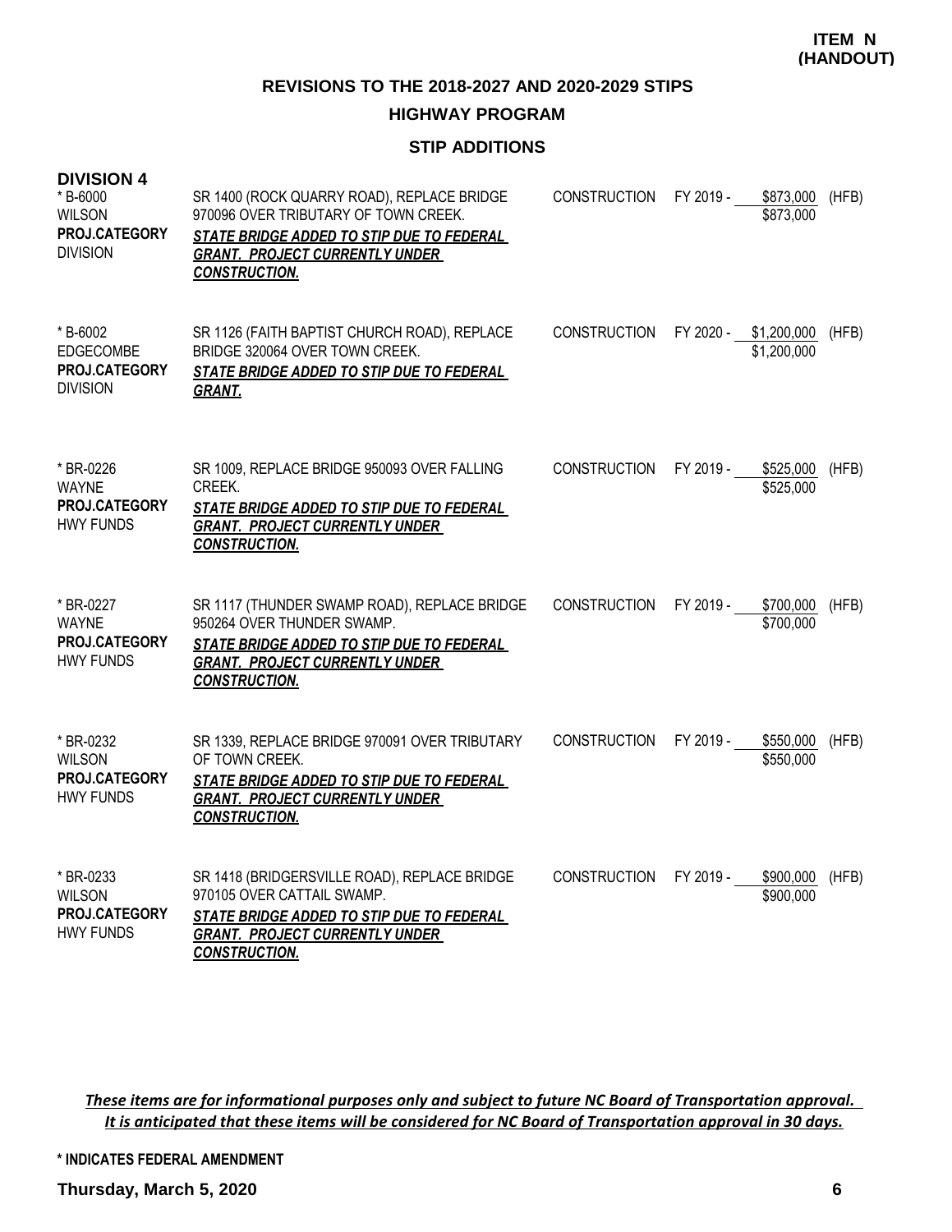**ITEM N (HANDOUT)**

## REVISIONS TO THE 2018-2027 AND 2020-2029 STIPS

### HIGHWAY PROGRAM

### STIP ADDITIONS

**DIVISION 4**

| Project | Description | Work Type | Fiscal Year | Amount | Fund |
|---|---|---|---|---|---|
| * B-6000<br>WILSON<br>**PROJ.CATEGORY**<br>DIVISION | SR 1400 (ROCK QUARRY ROAD), REPLACE BRIDGE 970096 OVER TRIBUTARY OF TOWN CREEK.<br>***STATE BRIDGE ADDED TO STIP DUE TO FEDERAL GRANT. PROJECT CURRENTLY UNDER CONSTRUCTION.*** | CONSTRUCTION | FY 2019 - | $873,000<br>$873,000 | (HFB) |
| * B-6002<br>EDGECOMBE<br>**PROJ.CATEGORY**<br>DIVISION | SR 1126 (FAITH BAPTIST CHURCH ROAD), REPLACE BRIDGE 320064 OVER TOWN CREEK.<br>***STATE BRIDGE ADDED TO STIP DUE TO FEDERAL GRANT.*** | CONSTRUCTION | FY 2020 - | $1,200,000<br>$1,200,000 | (HFB) |
| * BR-0226<br>WAYNE<br>**PROJ.CATEGORY**<br>HWY FUNDS | SR 1009, REPLACE BRIDGE 950093 OVER FALLING CREEK.<br>***STATE BRIDGE ADDED TO STIP DUE TO FEDERAL GRANT. PROJECT CURRENTLY UNDER CONSTRUCTION.*** | CONSTRUCTION | FY 2019 - | $525,000<br>$525,000 | (HFB) |
| * BR-0227<br>WAYNE<br>**PROJ.CATEGORY**<br>HWY FUNDS | SR 1117 (THUNDER SWAMP ROAD), REPLACE BRIDGE 950264 OVER THUNDER SWAMP.<br>***STATE BRIDGE ADDED TO STIP DUE TO FEDERAL GRANT. PROJECT CURRENTLY UNDER CONSTRUCTION.*** | CONSTRUCTION | FY 2019 - | $700,000<br>$700,000 | (HFB) |
| * BR-0232<br>WILSON<br>**PROJ.CATEGORY**<br>HWY FUNDS | SR 1339, REPLACE BRIDGE 970091 OVER TRIBUTARY OF TOWN CREEK.<br>***STATE BRIDGE ADDED TO STIP DUE TO FEDERAL GRANT. PROJECT CURRENTLY UNDER CONSTRUCTION.*** | CONSTRUCTION | FY 2019 - | $550,000<br>$550,000 | (HFB) |
| * BR-0233<br>WILSON<br>**PROJ.CATEGORY**<br>HWY FUNDS | SR 1418 (BRIDGERSVILLE ROAD), REPLACE BRIDGE 970105 OVER CATTAIL SWAMP.<br>***STATE BRIDGE ADDED TO STIP DUE TO FEDERAL GRANT. PROJECT CURRENTLY UNDER CONSTRUCTION.*** | CONSTRUCTION | FY 2019 - | $900,000<br>$900,000 | (HFB) |

***These items are for informational purposes only and subject to future NC Board of Transportation approval. It is anticipated that these items will be considered for NC Board of Transportation approval in 30 days.***

**\* INDICATES FEDERAL AMENDMENT**

**Thursday, March 5, 2020**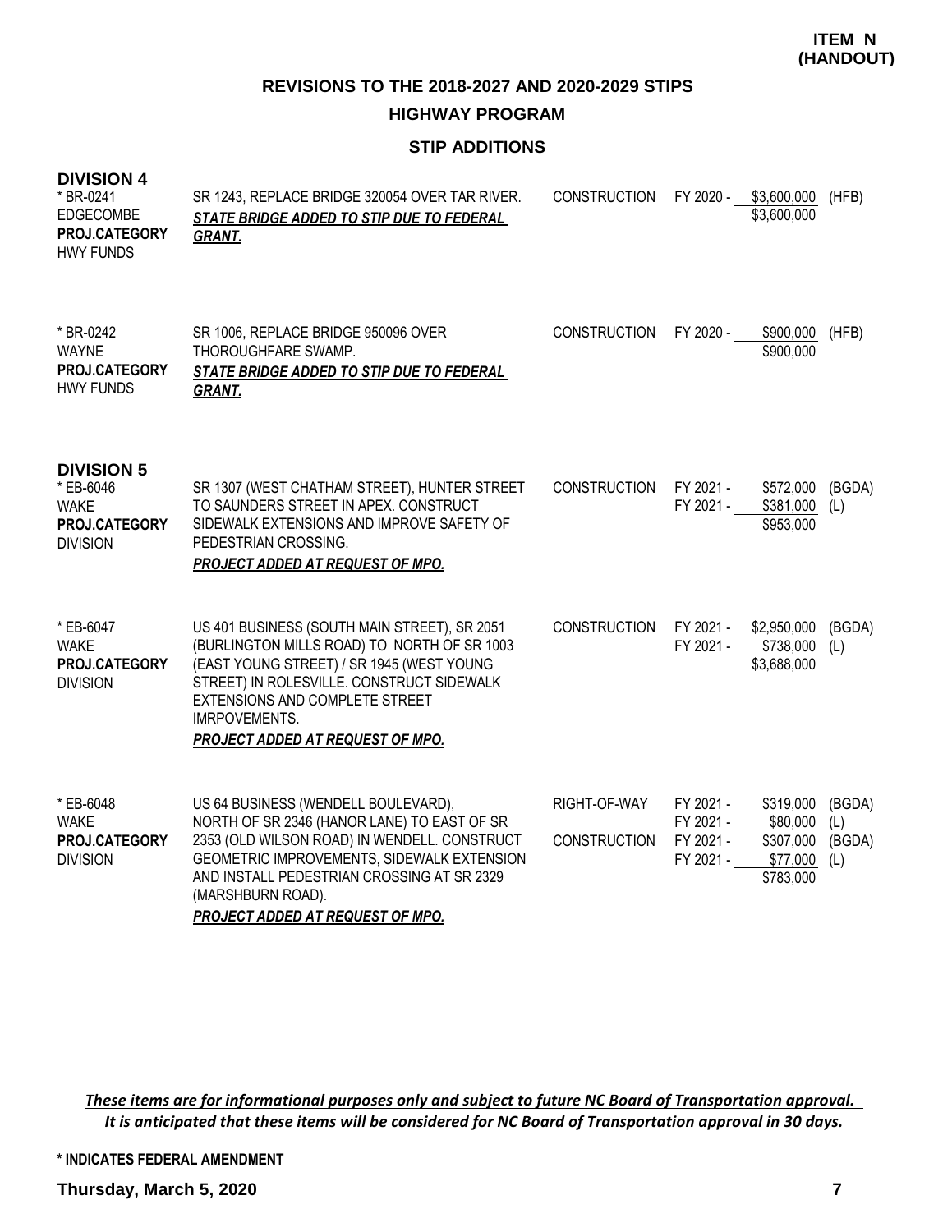**ITEM N (HANDOUT)**

## REVISIONS TO THE 2018-2027 AND 2020-2029 STIPS

### HIGHWAY PROGRAM

### STIP ADDITIONS

**DIVISION 4**

| Project | Description | Phase | Fiscal Year | Amount | Source |
|---|---|---|---|---|---|
| * BR-0241<br>EDGECOMBE<br>**PROJ.CATEGORY**<br>HWY FUNDS | SR 1243, REPLACE BRIDGE 320054 OVER TAR RIVER.<br>***STATE BRIDGE ADDED TO STIP DUE TO FEDERAL GRANT.*** | CONSTRUCTION | FY 2020 - | $3,600,000 | (HFB) |
| | | | | $3,600,000 | |
| * BR-0242<br>WAYNE<br>**PROJ.CATEGORY**<br>HWY FUNDS | SR 1006, REPLACE BRIDGE 950096 OVER THOROUGHFARE SWAMP.<br>***STATE BRIDGE ADDED TO STIP DUE TO FEDERAL GRANT.*** | CONSTRUCTION | FY 2020 - | $900,000 | (HFB) |
| | | | | $900,000 | |

**DIVISION 5**

| Project | Description | Phase | Fiscal Year | Amount | Source |
|---|---|---|---|---|---|
| * EB-6046<br>WAKE<br>**PROJ.CATEGORY**<br>DIVISION | SR 1307 (WEST CHATHAM STREET), HUNTER STREET TO SAUNDERS STREET IN APEX. CONSTRUCT SIDEWALK EXTENSIONS AND IMPROVE SAFETY OF PEDESTRIAN CROSSING.<br>***PROJECT ADDED AT REQUEST OF MPO.*** | CONSTRUCTION | FY 2021 - | $572,000 | (BGDA) |
| | | | FY 2021 - | $381,000 | (L) |
| | | | | $953,000 | |
| * EB-6047<br>WAKE<br>**PROJ.CATEGORY**<br>DIVISION | US 401 BUSINESS (SOUTH MAIN STREET), SR 2051 (BURLINGTON MILLS ROAD) TO NORTH OF SR 1003 (EAST YOUNG STREET) / SR 1945 (WEST YOUNG STREET) IN ROLESVILLE. CONSTRUCT SIDEWALK EXTENSIONS AND COMPLETE STREET IMRPOVEMENTS.<br>***PROJECT ADDED AT REQUEST OF MPO.*** | CONSTRUCTION | FY 2021 - | $2,950,000 | (BGDA) |
| | | | FY 2021 - | $738,000 | (L) |
| | | | | $3,688,000 | |
| * EB-6048<br>WAKE<br>**PROJ.CATEGORY**<br>DIVISION | US 64 BUSINESS (WENDELL BOULEVARD), NORTH OF SR 2346 (HANOR LANE) TO EAST OF SR 2353 (OLD WILSON ROAD) IN WENDELL. CONSTRUCT GEOMETRIC IMPROVEMENTS, SIDEWALK EXTENSION AND INSTALL PEDESTRIAN CROSSING AT SR 2329 (MARSHBURN ROAD).<br>***PROJECT ADDED AT REQUEST OF MPO.*** | RIGHT-OF-WAY | FY 2021 - | $319,000 | (BGDA) |
| | | | FY 2021 - | $80,000 | (L) |
| | | CONSTRUCTION | FY 2021 - | $307,000 | (BGDA) |
| | | | FY 2021 - | $77,000 | (L) |
| | | | | $783,000 | |

***These items are for informational purposes only and subject to future NC Board of Transportation approval. It is anticipated that these items will be considered for NC Board of Transportation approval in 30 days.***

**\* INDICATES FEDERAL AMENDMENT**

**Thursday, March 5, 2020**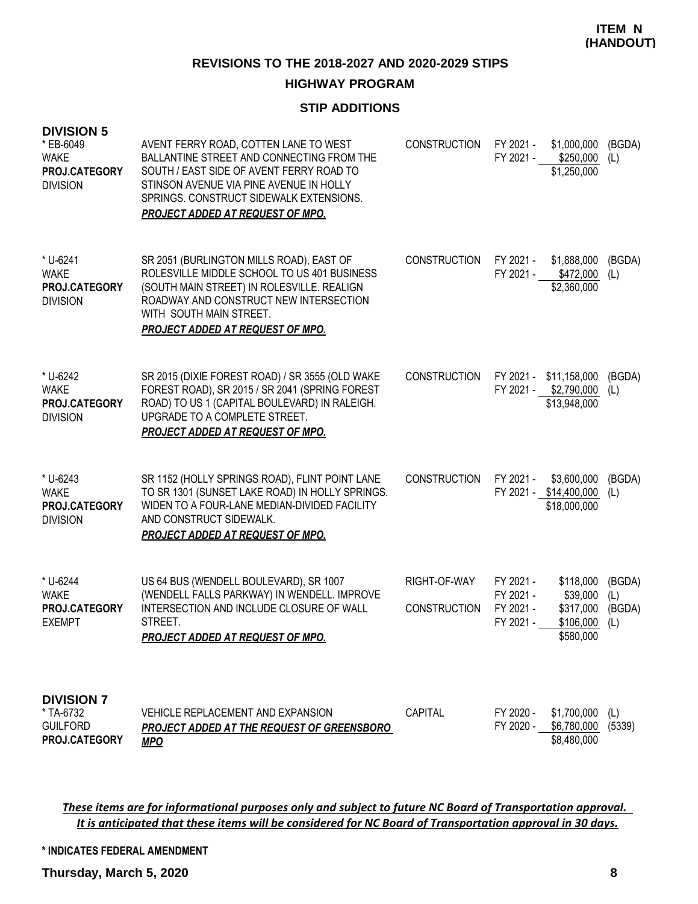**ITEM N (HANDOUT)**

## REVISIONS TO THE 2018-2027 AND 2020-2029 STIPS

### HIGHWAY PROGRAM

### STIP ADDITIONS

**DIVISION 5**

| Project | Description | Phase | Fiscal Year | Amount | Source |
|---|---|---|---|---|---|
| * EB-6049<br>WAKE<br>**PROJ.CATEGORY**<br>DIVISION | AVENT FERRY ROAD, COTTEN LANE TO WEST BALLANTINE STREET AND CONNECTING FROM THE SOUTH / EAST SIDE OF AVENT FERRY ROAD TO STINSON AVENUE VIA PINE AVENUE IN HOLLY SPRINGS. CONSTRUCT SIDEWALK EXTENSIONS.<br>***PROJECT ADDED AT REQUEST OF MPO.*** | CONSTRUCTION | FY 2021 -<br>FY 2021 - | \$1,000,000<br>\$250,000<br>\$1,250,000 | (BGDA)<br>(L) |
| * U-6241<br>WAKE<br>**PROJ.CATEGORY**<br>DIVISION | SR 2051 (BURLINGTON MILLS ROAD), EAST OF ROLESVILLE MIDDLE SCHOOL TO US 401 BUSINESS (SOUTH MAIN STREET) IN ROLESVILLE. REALIGN ROADWAY AND CONSTRUCT NEW INTERSECTION WITH SOUTH MAIN STREET.<br>***PROJECT ADDED AT REQUEST OF MPO.*** | CONSTRUCTION | FY 2021 -<br>FY 2021 - | \$1,888,000<br>\$472,000<br>\$2,360,000 | (BGDA)<br>(L) |
| * U-6242<br>WAKE<br>**PROJ.CATEGORY**<br>DIVISION | SR 2015 (DIXIE FOREST ROAD) / SR 3555 (OLD WAKE FOREST ROAD), SR 2015 / SR 2041 (SPRING FOREST ROAD) TO US 1 (CAPITAL BOULEVARD) IN RALEIGH. UPGRADE TO A COMPLETE STREET.<br>***PROJECT ADDED AT REQUEST OF MPO.*** | CONSTRUCTION | FY 2021 -<br>FY 2021 - | \$11,158,000<br>\$2,790,000<br>\$13,948,000 | (BGDA)<br>(L) |
| * U-6243<br>WAKE<br>**PROJ.CATEGORY**<br>DIVISION | SR 1152 (HOLLY SPRINGS ROAD), FLINT POINT LANE TO SR 1301 (SUNSET LAKE ROAD) IN HOLLY SPRINGS. WIDEN TO A FOUR-LANE MEDIAN-DIVIDED FACILITY AND CONSTRUCT SIDEWALK.<br>***PROJECT ADDED AT REQUEST OF MPO.*** | CONSTRUCTION | FY 2021 -<br>FY 2021 - | \$3,600,000<br>\$14,400,000<br>\$18,000,000 | (BGDA)<br>(L) |
| * U-6244<br>WAKE<br>**PROJ.CATEGORY**<br>EXEMPT | US 64 BUS (WENDELL BOULEVARD), SR 1007 (WENDELL FALLS PARKWAY) IN WENDELL. IMPROVE INTERSECTION AND INCLUDE CLOSURE OF WALL STREET.<br>***PROJECT ADDED AT REQUEST OF MPO.*** | RIGHT-OF-WAY<br><br>CONSTRUCTION | FY 2021 -<br>FY 2021 -<br>FY 2021 -<br>FY 2021 - | \$118,000<br>\$39,000<br>\$317,000<br>\$106,000<br>\$580,000 | (BGDA)<br>(L)<br>(BGDA)<br>(L) |

**DIVISION 7**

| Project | Description | Phase | Fiscal Year | Amount | Source |
|---|---|---|---|---|---|
| * TA-6732<br>GUILFORD<br>**PROJ.CATEGORY** | VEHICLE REPLACEMENT AND EXPANSION<br>***PROJECT ADDED AT THE REQUEST OF GREENSBORO MPO*** | CAPITAL | FY 2020 -<br>FY 2020 - | \$1,700,000<br>\$6,780,000<br>\$8,480,000 | (L)<br>(5339) |

***These items are for informational purposes only and subject to future NC Board of Transportation approval. It is anticipated that these items will be considered for NC Board of Transportation approval in 30 days.***

**\* INDICATES FEDERAL AMENDMENT**

**Thursday, March 5, 2020**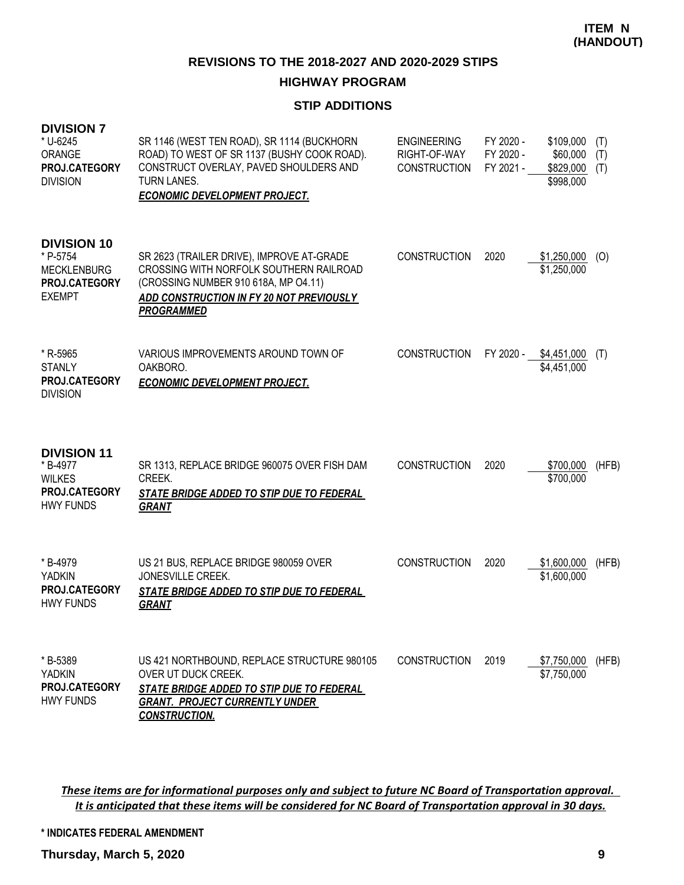**ITEM N (HANDOUT)**

## REVISIONS TO THE 2018-2027 AND 2020-2029 STIPS

### HIGHWAY PROGRAM

### STIP ADDITIONS

**DIVISION 7**

| Project | Description | Work Type | Year | Amount | Fund |
|---|---|---|---|---|---|
| * U-6245<br>ORANGE<br>**PROJ.CATEGORY**<br>DIVISION | SR 1146 (WEST TEN ROAD), SR 1114 (BUCKHORN ROAD) TO WEST OF SR 1137 (BUSHY COOK ROAD). CONSTRUCT OVERLAY, PAVED SHOULDERS AND TURN LANES.<br>***ECONOMIC DEVELOPMENT PROJECT.*** | ENGINEERING | FY 2020 - | $109,000 | (T) |
| | | RIGHT-OF-WAY | FY 2020 - | $60,000 | (T) |
| | | CONSTRUCTION | FY 2021 - | $829,000 | (T) |
| | | | | $998,000 | |

**DIVISION 10**

| Project | Description | Work Type | Year | Amount | Fund |
|---|---|---|---|---|---|
| * P-5754<br>MECKLENBURG<br>**PROJ.CATEGORY**<br>EXEMPT | SR 2623 (TRAILER DRIVE), IMPROVE AT-GRADE CROSSING WITH NORFOLK SOUTHERN RAILROAD (CROSSING NUMBER 910 618A, MP O4.11)<br>***ADD CONSTRUCTION IN FY 20 NOT PREVIOUSLY PROGRAMMED*** | CONSTRUCTION | 2020 | $1,250,000 | (O) |
| | | | | $1,250,000 | |
| * R-5965<br>STANLY<br>**PROJ.CATEGORY**<br>DIVISION | VARIOUS IMPROVEMENTS AROUND TOWN OF OAKBORO.<br>***ECONOMIC DEVELOPMENT PROJECT.*** | CONSTRUCTION | FY 2020 - | $4,451,000 | (T) |
| | | | | $4,451,000 | |

**DIVISION 11**

| Project | Description | Work Type | Year | Amount | Fund |
|---|---|---|---|---|---|
| * B-4977<br>WILKES<br>**PROJ.CATEGORY**<br>HWY FUNDS | SR 1313, REPLACE BRIDGE 960075 OVER FISH DAM CREEK.<br>***STATE BRIDGE ADDED TO STIP DUE TO FEDERAL GRANT*** | CONSTRUCTION | 2020 | $700,000 | (HFB) |
| | | | | $700,000 | |
| * B-4979<br>YADKIN<br>**PROJ.CATEGORY**<br>HWY FUNDS | US 21 BUS, REPLACE BRIDGE 980059 OVER JONESVILLE CREEK.<br>***STATE BRIDGE ADDED TO STIP DUE TO FEDERAL GRANT*** | CONSTRUCTION | 2020 | $1,600,000 | (HFB) |
| | | | | $1,600,000 | |
| * B-5389<br>YADKIN<br>**PROJ.CATEGORY**<br>HWY FUNDS | US 421 NORTHBOUND, REPLACE STRUCTURE 980105 OVER UT DUCK CREEK.<br>***STATE BRIDGE ADDED TO STIP DUE TO FEDERAL GRANT. PROJECT CURRENTLY UNDER CONSTRUCTION.*** | CONSTRUCTION | 2019 | $7,750,000 | (HFB) |
| | | | | $7,750,000 | |

***These items are for informational purposes only and subject to future NC Board of Transportation approval. It is anticipated that these items will be considered for NC Board of Transportation approval in 30 days.***

**\* INDICATES FEDERAL AMENDMENT**

**Thursday, March 5, 2020**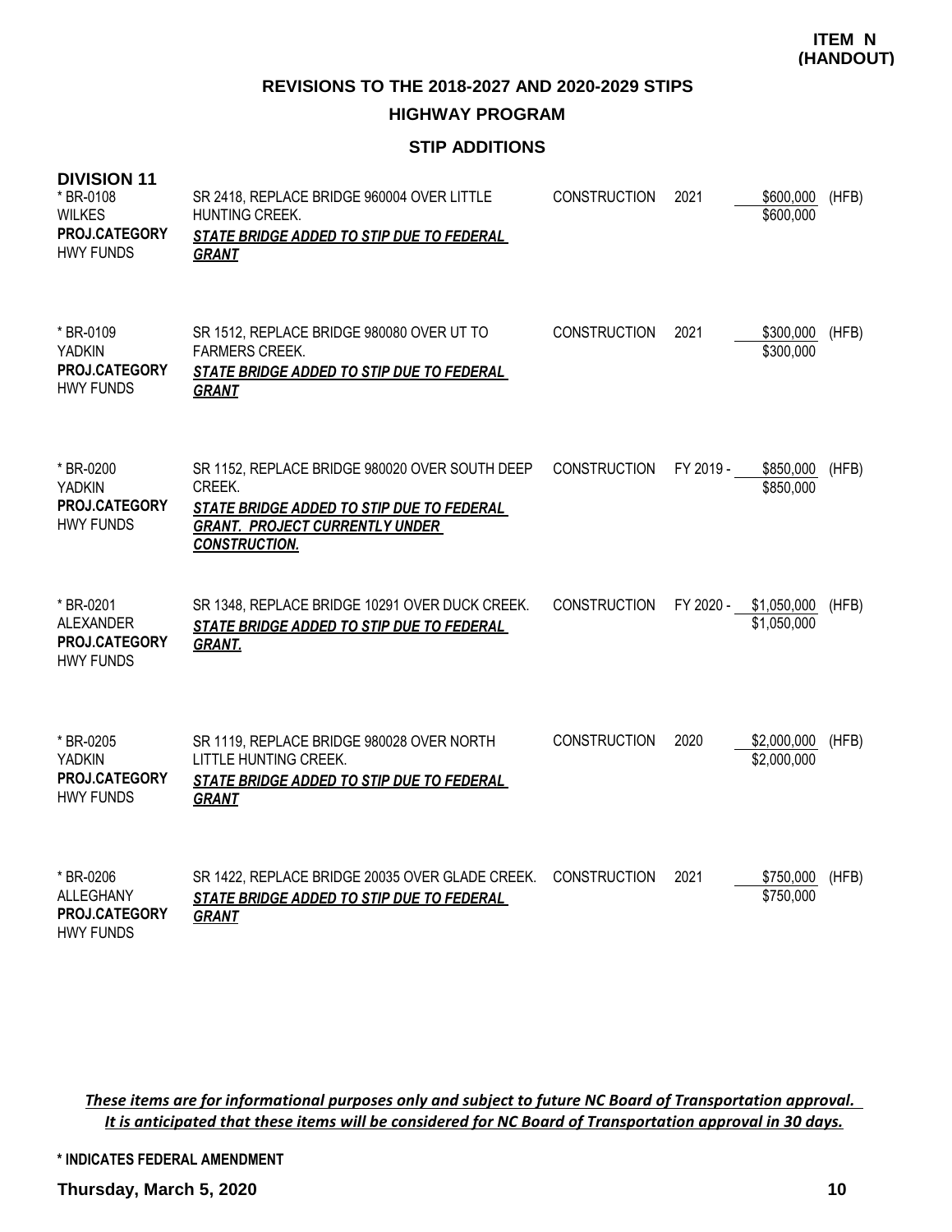**ITEM N (HANDOUT)**

## REVISIONS TO THE 2018-2027 AND 2020-2029 STIPS

### HIGHWAY PROGRAM

### STIP ADDITIONS

**DIVISION 11**

| | | | | | |
|---|---|---|---|---|---|
| * BR-0108<br>WILKES<br>**PROJ.CATEGORY**<br>HWY FUNDS | SR 2418, REPLACE BRIDGE 960004 OVER LITTLE HUNTING CREEK.<br>***STATE BRIDGE ADDED TO STIP DUE TO FEDERAL GRANT*** | CONSTRUCTION | 2021 | $600,000<br>$600,000 | (HFB) |
| * BR-0109<br>YADKIN<br>**PROJ.CATEGORY**<br>HWY FUNDS | SR 1512, REPLACE BRIDGE 980080 OVER UT TO FARMERS CREEK.<br>***STATE BRIDGE ADDED TO STIP DUE TO FEDERAL GRANT*** | CONSTRUCTION | 2021 | $300,000<br>$300,000 | (HFB) |
| * BR-0200<br>YADKIN<br>**PROJ.CATEGORY**<br>HWY FUNDS | SR 1152, REPLACE BRIDGE 980020 OVER SOUTH DEEP CREEK.<br>***STATE BRIDGE ADDED TO STIP DUE TO FEDERAL GRANT. PROJECT CURRENTLY UNDER CONSTRUCTION.*** | CONSTRUCTION | FY 2019 - | $850,000<br>$850,000 | (HFB) |
| * BR-0201<br>ALEXANDER<br>**PROJ.CATEGORY**<br>HWY FUNDS | SR 1348, REPLACE BRIDGE 10291 OVER DUCK CREEK.<br>***STATE BRIDGE ADDED TO STIP DUE TO FEDERAL GRANT.*** | CONSTRUCTION | FY 2020 - | $1,050,000<br>$1,050,000 | (HFB) |
| * BR-0205<br>YADKIN<br>**PROJ.CATEGORY**<br>HWY FUNDS | SR 1119, REPLACE BRIDGE 980028 OVER NORTH LITTLE HUNTING CREEK.<br>***STATE BRIDGE ADDED TO STIP DUE TO FEDERAL GRANT*** | CONSTRUCTION | 2020 | $2,000,000<br>$2,000,000 | (HFB) |
| * BR-0206<br>ALLEGHANY<br>**PROJ.CATEGORY**<br>HWY FUNDS | SR 1422, REPLACE BRIDGE 20035 OVER GLADE CREEK.<br>***STATE BRIDGE ADDED TO STIP DUE TO FEDERAL GRANT*** | CONSTRUCTION | 2021 | $750,000<br>$750,000 | (HFB) |

***These items are for informational purposes only and subject to future NC Board of Transportation approval. It is anticipated that these items will be considered for NC Board of Transportation approval in 30 days.***

**\* INDICATES FEDERAL AMENDMENT**

**Thursday, March 5, 2020**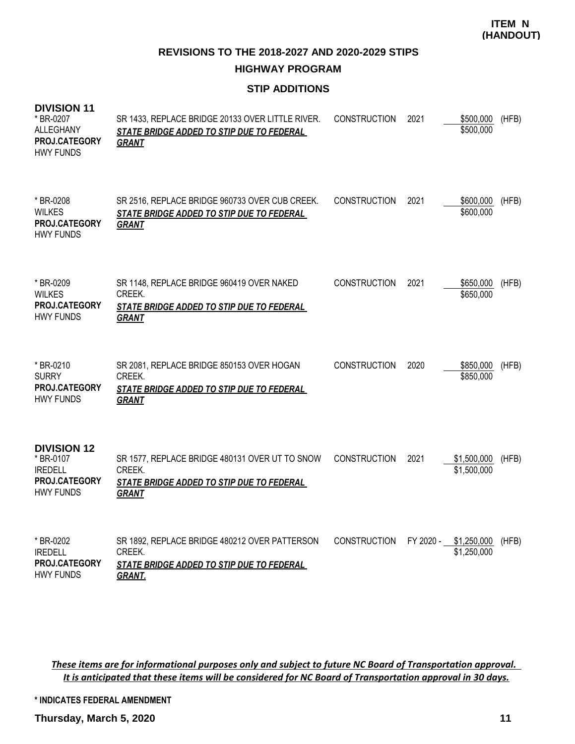**ITEM N (HANDOUT)**

## REVISIONS TO THE 2018-2027 AND 2020-2029 STIPS

### HIGHWAY PROGRAM

### STIP ADDITIONS

**DIVISION 11**

| Project | Description | Work | Year | Cost | Fund |
|---|---|---|---|---|---|
| * BR-0207<br>ALLEGHANY<br>**PROJ.CATEGORY**<br>HWY FUNDS | SR 1433, REPLACE BRIDGE 20133 OVER LITTLE RIVER.<br>***STATE BRIDGE ADDED TO STIP DUE TO FEDERAL GRANT*** | CONSTRUCTION | 2021 | \$500,000<br>\$500,000 | (HFB) |
| * BR-0208<br>WILKES<br>**PROJ.CATEGORY**<br>HWY FUNDS | SR 2516, REPLACE BRIDGE 960733 OVER CUB CREEK.<br>***STATE BRIDGE ADDED TO STIP DUE TO FEDERAL GRANT*** | CONSTRUCTION | 2021 | \$600,000<br>\$600,000 | (HFB) |
| * BR-0209<br>WILKES<br>**PROJ.CATEGORY**<br>HWY FUNDS | SR 1148, REPLACE BRIDGE 960419 OVER NAKED CREEK.<br>***STATE BRIDGE ADDED TO STIP DUE TO FEDERAL GRANT*** | CONSTRUCTION | 2021 | \$650,000<br>\$650,000 | (HFB) |
| * BR-0210<br>SURRY<br>**PROJ.CATEGORY**<br>HWY FUNDS | SR 2081, REPLACE BRIDGE 850153 OVER HOGAN CREEK.<br>***STATE BRIDGE ADDED TO STIP DUE TO FEDERAL GRANT*** | CONSTRUCTION | 2020 | \$850,000<br>\$850,000 | (HFB) |

**DIVISION 12**

| Project | Description | Work | Year | Cost | Fund |
|---|---|---|---|---|---|
| * BR-0107<br>IREDELL<br>**PROJ.CATEGORY**<br>HWY FUNDS | SR 1577, REPLACE BRIDGE 480131 OVER UT TO SNOW CREEK.<br>***STATE BRIDGE ADDED TO STIP DUE TO FEDERAL GRANT*** | CONSTRUCTION | 2021 | \$1,500,000<br>\$1,500,000 | (HFB) |
| * BR-0202<br>IREDELL<br>**PROJ.CATEGORY**<br>HWY FUNDS | SR 1892, REPLACE BRIDGE 480212 OVER PATTERSON CREEK.<br>***STATE BRIDGE ADDED TO STIP DUE TO FEDERAL GRANT.*** | CONSTRUCTION | FY 2020 - | \$1,250,000<br>\$1,250,000 | (HFB) |

***These items are for informational purposes only and subject to future NC Board of Transportation approval. It is anticipated that these items will be considered for NC Board of Transportation approval in 30 days.***

**\* INDICATES FEDERAL AMENDMENT**

**Thursday, March 5, 2020**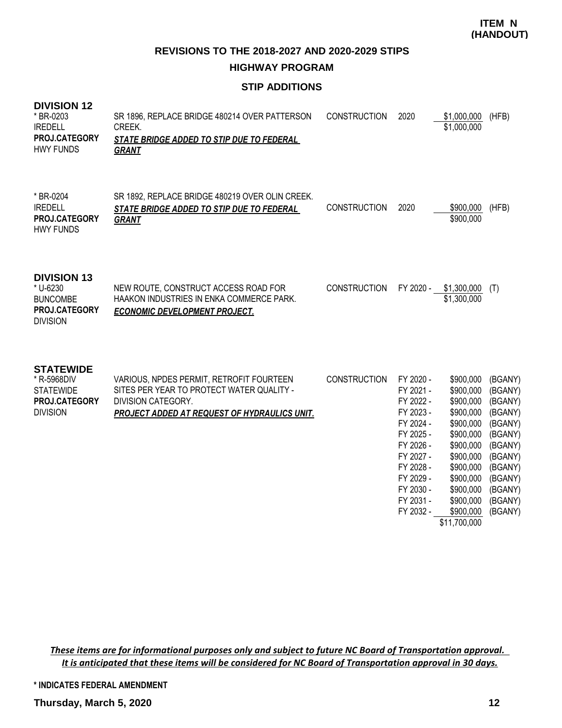**ITEM N (HANDOUT)**

## REVISIONS TO THE 2018-2027 AND 2020-2029 STIPS

### HIGHWAY PROGRAM

### STIP ADDITIONS

**DIVISION 12**

| | | | | | |
|---|---|---|---|---|---|
| * BR-0203<br>IREDELL<br>**PROJ.CATEGORY**<br>HWY FUNDS | SR 1896, REPLACE BRIDGE 480214 OVER PATTERSON CREEK.<br>***STATE BRIDGE ADDED TO STIP DUE TO FEDERAL GRANT*** | CONSTRUCTION | 2020 | $1,000,000 | (HFB) |
| | | | | $1,000,000 | |
| * BR-0204<br>IREDELL<br>**PROJ.CATEGORY**<br>HWY FUNDS | SR 1892, REPLACE BRIDGE 480219 OVER OLIN CREEK.<br>***STATE BRIDGE ADDED TO STIP DUE TO FEDERAL GRANT*** | CONSTRUCTION | 2020 | $900,000 | (HFB) |
| | | | | $900,000 | |

**DIVISION 13**

| | | | | | |
|---|---|---|---|---|---|
| * U-6230<br>BUNCOMBE<br>**PROJ.CATEGORY**<br>DIVISION | NEW ROUTE, CONSTRUCT ACCESS ROAD FOR HAAKON INDUSTRIES IN ENKA COMMERCE PARK.<br>***ECONOMIC DEVELOPMENT PROJECT.*** | CONSTRUCTION | FY 2020 - | $1,300,000 | (T) |
| | | | | $1,300,000 | |

**STATEWIDE**

| | | | | | |
|---|---|---|---|---|---|
| * R-5968DIV<br>STATEWIDE<br>**PROJ.CATEGORY**<br>DIVISION | VARIOUS, NPDES PERMIT, RETROFIT FOURTEEN SITES PER YEAR TO PROTECT WATER QUALITY - DIVISION CATEGORY.<br>***PROJECT ADDED AT REQUEST OF HYDRAULICS UNIT.*** | CONSTRUCTION | FY 2020 - | $900,000 | (BGANY) |
| | | | FY 2021 - | $900,000 | (BGANY) |
| | | | FY 2022 - | $900,000 | (BGANY) |
| | | | FY 2023 - | $900,000 | (BGANY) |
| | | | FY 2024 - | $900,000 | (BGANY) |
| | | | FY 2025 - | $900,000 | (BGANY) |
| | | | FY 2026 - | $900,000 | (BGANY) |
| | | | FY 2027 - | $900,000 | (BGANY) |
| | | | FY 2028 - | $900,000 | (BGANY) |
| | | | FY 2029 - | $900,000 | (BGANY) |
| | | | FY 2030 - | $900,000 | (BGANY) |
| | | | FY 2031 - | $900,000 | (BGANY) |
| | | | FY 2032 - | $900,000 | (BGANY) |
| | | | | $11,700,000 | |

*These items are for informational purposes only and subject to future NC Board of Transportation approval. It is anticipated that these items will be considered for NC Board of Transportation approval in 30 days.*

**\* INDICATES FEDERAL AMENDMENT**

**Thursday, March 5, 2020**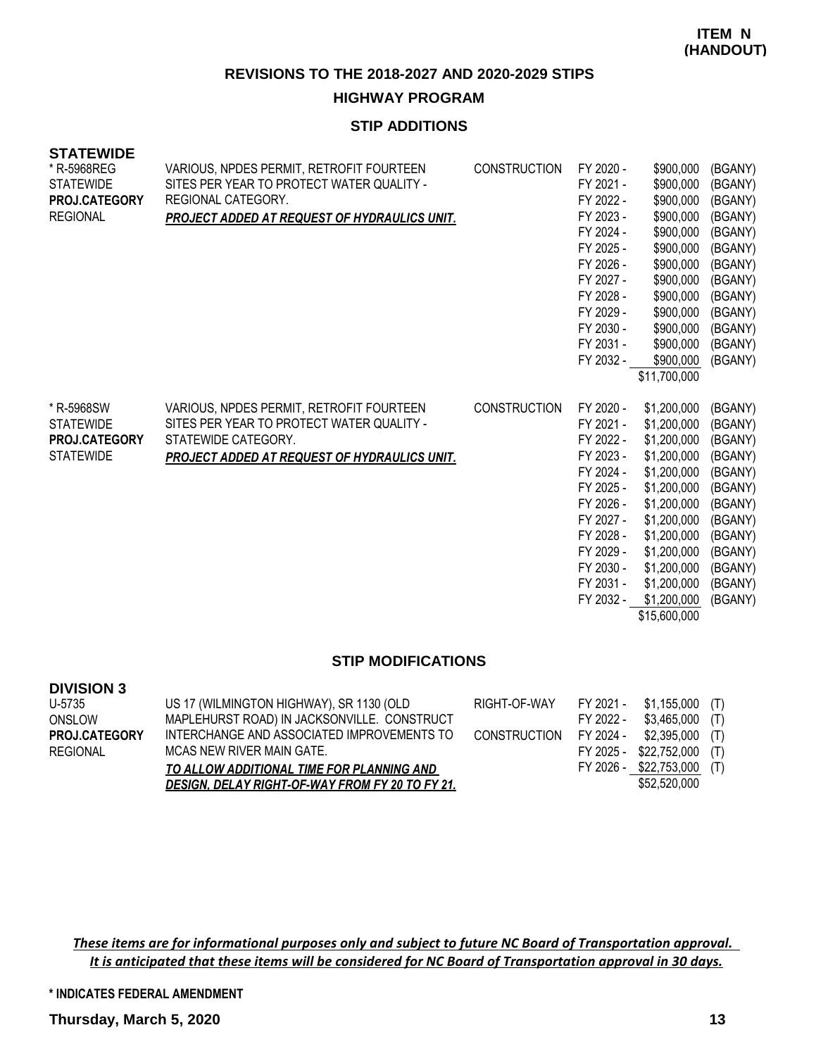**ITEM N (HANDOUT)**

## REVISIONS TO THE 2018-2027 AND 2020-2029 STIPS

### HIGHWAY PROGRAM

### STIP ADDITIONS

**STATEWIDE**

| | | | | | |
|---|---|---|---|---|---|
| * R-5968REG<br>STATEWIDE<br>**PROJ.CATEGORY**<br>REGIONAL | VARIOUS, NPDES PERMIT, RETROFIT FOURTEEN SITES PER YEAR TO PROTECT WATER QUALITY - REGIONAL CATEGORY.<br>***PROJECT ADDED AT REQUEST OF HYDRAULICS UNIT.*** | CONSTRUCTION | FY 2020 - | $900,000 | (BGANY) |
| | | | FY 2021 - | $900,000 | (BGANY) |
| | | | FY 2022 - | $900,000 | (BGANY) |
| | | | FY 2023 - | $900,000 | (BGANY) |
| | | | FY 2024 - | $900,000 | (BGANY) |
| | | | FY 2025 - | $900,000 | (BGANY) |
| | | | FY 2026 - | $900,000 | (BGANY) |
| | | | FY 2027 - | $900,000 | (BGANY) |
| | | | FY 2028 - | $900,000 | (BGANY) |
| | | | FY 2029 - | $900,000 | (BGANY) |
| | | | FY 2030 - | $900,000 | (BGANY) |
| | | | FY 2031 - | $900,000 | (BGANY) |
| | | | FY 2032 - | $900,000 | (BGANY) |
| | | | | $11,700,000 | |
| * R-5968SW<br>STATEWIDE<br>**PROJ.CATEGORY**<br>STATEWIDE | VARIOUS, NPDES PERMIT, RETROFIT FOURTEEN SITES PER YEAR TO PROTECT WATER QUALITY - STATEWIDE CATEGORY.<br>***PROJECT ADDED AT REQUEST OF HYDRAULICS UNIT.*** | CONSTRUCTION | FY 2020 - | $1,200,000 | (BGANY) |
| | | | FY 2021 - | $1,200,000 | (BGANY) |
| | | | FY 2022 - | $1,200,000 | (BGANY) |
| | | | FY 2023 - | $1,200,000 | (BGANY) |
| | | | FY 2024 - | $1,200,000 | (BGANY) |
| | | | FY 2025 - | $1,200,000 | (BGANY) |
| | | | FY 2026 - | $1,200,000 | (BGANY) |
| | | | FY 2027 - | $1,200,000 | (BGANY) |
| | | | FY 2028 - | $1,200,000 | (BGANY) |
| | | | FY 2029 - | $1,200,000 | (BGANY) |
| | | | FY 2030 - | $1,200,000 | (BGANY) |
| | | | FY 2031 - | $1,200,000 | (BGANY) |
| | | | FY 2032 - | $1,200,000 | (BGANY) |
| | | | | $15,600,000 | |

### STIP MODIFICATIONS

**DIVISION 3**

| | | | | | |
|---|---|---|---|---|---|
| U-5735<br>ONSLOW<br>**PROJ.CATEGORY**<br>REGIONAL | US 17 (WILMINGTON HIGHWAY), SR 1130 (OLD MAPLEHURST ROAD) IN JACKSONVILLE. CONSTRUCT INTERCHANGE AND ASSOCIATED IMPROVEMENTS TO MCAS NEW RIVER MAIN GATE.<br>***TO ALLOW ADDITIONAL TIME FOR PLANNING AND DESIGN, DELAY RIGHT-OF-WAY FROM FY 20 TO FY 21.*** | RIGHT-OF-WAY | FY 2021 - | $1,155,000 | (T) |
| | | | FY 2022 - | $3,465,000 | (T) |
| | | CONSTRUCTION | FY 2024 - | $2,395,000 | (T) |
| | | | FY 2025 - | $22,752,000 | (T) |
| | | | FY 2026 - | $22,753,000 | (T) |
| | | | | $52,520,000 | |

*These items are for informational purposes only and subject to future NC Board of Transportation approval. It is anticipated that these items will be considered for NC Board of Transportation approval in 30 days.*

**\* INDICATES FEDERAL AMENDMENT**

**Thursday, March 5, 2020**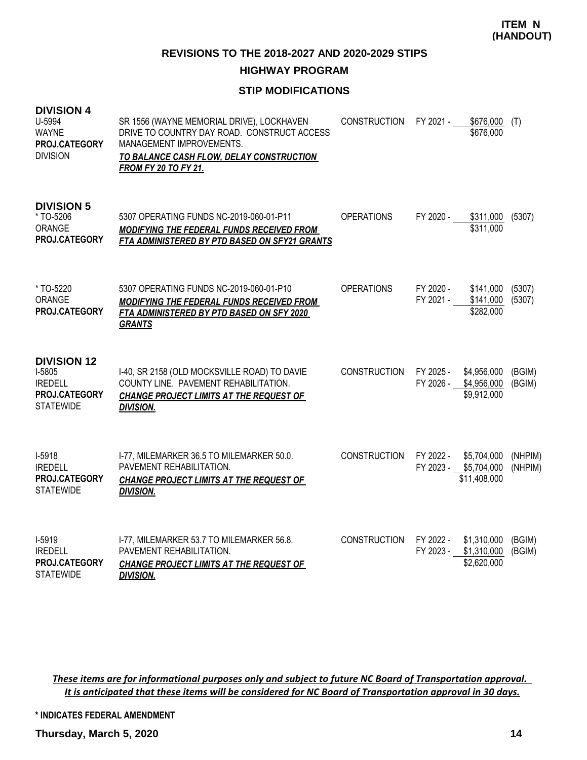**ITEM N**
**(HANDOUT)**

## REVISIONS TO THE 2018-2027 AND 2020-2029 STIPS

### HIGHWAY PROGRAM

### STIP MODIFICATIONS

**DIVISION 4**

| Project | Description | Work Type | Fiscal Year | Amount | Fund |
|---|---|---|---|---|---|
| U-5994<br>WAYNE<br>**PROJ.CATEGORY**<br>DIVISION | SR 1556 (WAYNE MEMORIAL DRIVE), LOCKHAVEN DRIVE TO COUNTRY DAY ROAD. CONSTRUCT ACCESS MANAGEMENT IMPROVEMENTS.<br>***TO BALANCE CASH FLOW, DELAY CONSTRUCTION FROM FY 20 TO FY 21.*** | CONSTRUCTION | FY 2021 - | $676,000 | (T) |
| | | | | $676,000 | |

**DIVISION 5**

| Project | Description | Work Type | Fiscal Year | Amount | Fund |
|---|---|---|---|---|---|
| * TO-5206<br>ORANGE<br>**PROJ.CATEGORY** | 5307 OPERATING FUNDS NC-2019-060-01-P11<br>***MODIFYING THE FEDERAL FUNDS RECEIVED FROM FTA ADMINISTERED BY PTD BASED ON SFY21 GRANTS*** | OPERATIONS | FY 2020 - | $311,000 | (5307) |
| | | | | $311,000 | |
| * TO-5220<br>ORANGE<br>**PROJ.CATEGORY** | 5307 OPERATING FUNDS NC-2019-060-01-P10<br>***MODIFYING THE FEDERAL FUNDS RECEIVED FROM FTA ADMINISTERED BY PTD BASED ON SFY 2020 GRANTS*** | OPERATIONS | FY 2020 - | $141,000 | (5307) |
| | | | FY 2021 - | $141,000 | (5307) |
| | | | | $282,000 | |

**DIVISION 12**

| Project | Description | Work Type | Fiscal Year | Amount | Fund |
|---|---|---|---|---|---|
| I-5805<br>IREDELL<br>**PROJ.CATEGORY**<br>STATEWIDE | I-40, SR 2158 (OLD MOCKSVILLE ROAD) TO DAVIE COUNTY LINE. PAVEMENT REHABILITATION.<br>***CHANGE PROJECT LIMITS AT THE REQUEST OF DIVISION.*** | CONSTRUCTION | FY 2025 - | $4,956,000 | (BGIM) |
| | | | FY 2026 - | $4,956,000 | (BGIM) |
| | | | | $9,912,000 | |
| I-5918<br>IREDELL<br>**PROJ.CATEGORY**<br>STATEWIDE | I-77, MILEMARKER 36.5 TO MILEMARKER 50.0. PAVEMENT REHABILITATION.<br>***CHANGE PROJECT LIMITS AT THE REQUEST OF DIVISION.*** | CONSTRUCTION | FY 2022 - | $5,704,000 | (NHPIM) |
| | | | FY 2023 - | $5,704,000 | (NHPIM) |
| | | | | $11,408,000 | |
| I-5919<br>IREDELL<br>**PROJ.CATEGORY**<br>STATEWIDE | I-77, MILEMARKER 53.7 TO MILEMARKER 56.8. PAVEMENT REHABILITATION.<br>***CHANGE PROJECT LIMITS AT THE REQUEST OF DIVISION.*** | CONSTRUCTION | FY 2022 - | $1,310,000 | (BGIM) |
| | | | FY 2023 - | $1,310,000 | (BGIM) |
| | | | | $2,620,000 | |

***These items are for informational purposes only and subject to future NC Board of Transportation approval. It is anticipated that these items will be considered for NC Board of Transportation approval in 30 days.***

**\* INDICATES FEDERAL AMENDMENT**

**Thursday, March 5, 2020**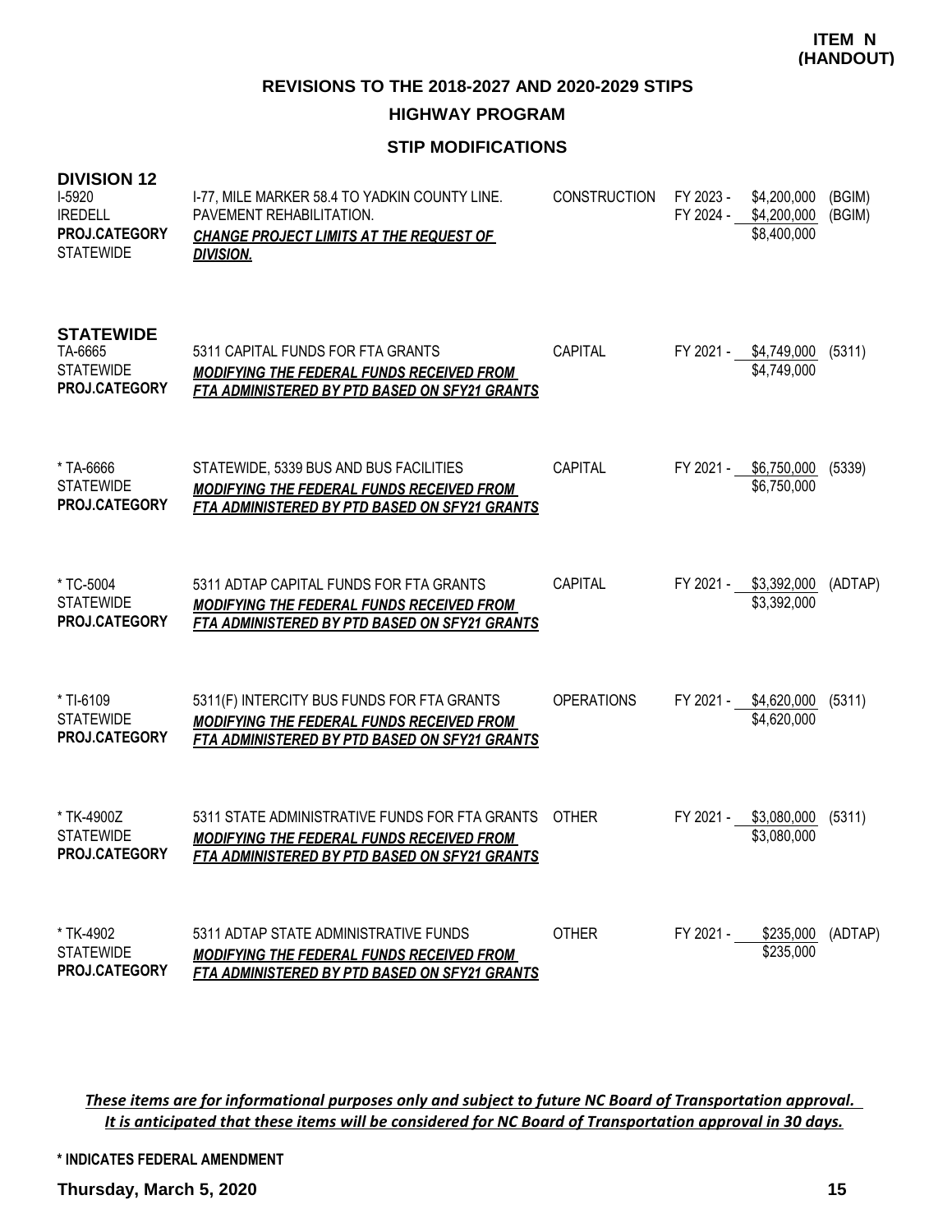**ITEM N (HANDOUT)**

## REVISIONS TO THE 2018-2027 AND 2020-2029 STIPS

### HIGHWAY PROGRAM

### STIP MODIFICATIONS

**DIVISION 12**

| Project | Description | Category | Fiscal Year | Amount | Fund |
|---|---|---|---|---|---|
| I-5920<br>IREDELL<br>**PROJ.CATEGORY**<br>STATEWIDE | I-77, MILE MARKER 58.4 TO YADKIN COUNTY LINE. PAVEMENT REHABILITATION.<br>***CHANGE PROJECT LIMITS AT THE REQUEST OF DIVISION.*** | CONSTRUCTION | FY 2023 -<br>FY 2024 - | \$4,200,000<br>\$4,200,000<br>\$8,400,000 | (BGIM)<br>(BGIM) |

**STATEWIDE**

| Project | Description | Category | Fiscal Year | Amount | Fund |
|---|---|---|---|---|---|
| TA-6665<br>STATEWIDE<br>**PROJ.CATEGORY** | 5311 CAPITAL FUNDS FOR FTA GRANTS<br>***MODIFYING THE FEDERAL FUNDS RECEIVED FROM FTA ADMINISTERED BY PTD BASED ON SFY21 GRANTS*** | CAPITAL | FY 2021 - | \$4,749,000<br>\$4,749,000 | (5311) |
| * TA-6666<br>STATEWIDE<br>**PROJ.CATEGORY** | STATEWIDE, 5339 BUS AND BUS FACILITIES<br>***MODIFYING THE FEDERAL FUNDS RECEIVED FROM FTA ADMINISTERED BY PTD BASED ON SFY21 GRANTS*** | CAPITAL | FY 2021 - | \$6,750,000<br>\$6,750,000 | (5339) |
| * TC-5004<br>STATEWIDE<br>**PROJ.CATEGORY** | 5311 ADTAP CAPITAL FUNDS FOR FTA GRANTS<br>***MODIFYING THE FEDERAL FUNDS RECEIVED FROM FTA ADMINISTERED BY PTD BASED ON SFY21 GRANTS*** | CAPITAL | FY 2021 - | \$3,392,000<br>\$3,392,000 | (ADTAP) |
| * TI-6109<br>STATEWIDE<br>**PROJ.CATEGORY** | 5311(F) INTERCITY BUS FUNDS FOR FTA GRANTS<br>***MODIFYING THE FEDERAL FUNDS RECEIVED FROM FTA ADMINISTERED BY PTD BASED ON SFY21 GRANTS*** | OPERATIONS | FY 2021 - | \$4,620,000<br>\$4,620,000 | (5311) |
| * TK-4900Z<br>STATEWIDE<br>**PROJ.CATEGORY** | 5311 STATE ADMINISTRATIVE FUNDS FOR FTA GRANTS<br>***MODIFYING THE FEDERAL FUNDS RECEIVED FROM FTA ADMINISTERED BY PTD BASED ON SFY21 GRANTS*** | OTHER | FY 2021 - | \$3,080,000<br>\$3,080,000 | (5311) |
| * TK-4902<br>STATEWIDE<br>**PROJ.CATEGORY** | 5311 ADTAP STATE ADMINISTRATIVE FUNDS<br>***MODIFYING THE FEDERAL FUNDS RECEIVED FROM FTA ADMINISTERED BY PTD BASED ON SFY21 GRANTS*** | OTHER | FY 2021 - | \$235,000<br>\$235,000 | (ADTAP) |

*These items are for informational purposes only and subject to future NC Board of Transportation approval. It is anticipated that these items will be considered for NC Board of Transportation approval in 30 days.*

**\* INDICATES FEDERAL AMENDMENT**

**Thursday, March 5, 2020**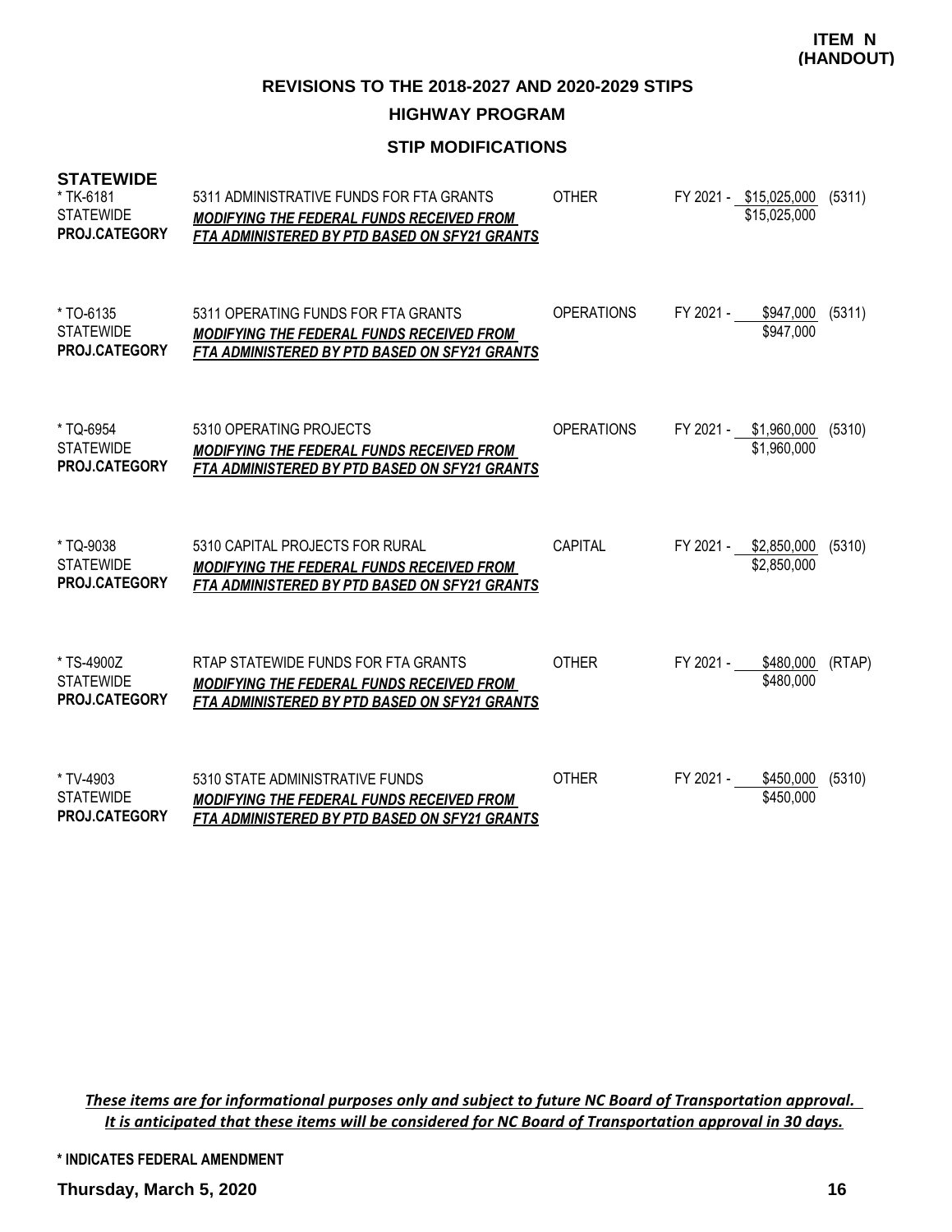**ITEM N (HANDOUT)**

## REVISIONS TO THE 2018-2027 AND 2020-2029 STIPS

### HIGHWAY PROGRAM

### STIP MODIFICATIONS

**STATEWIDE**

| | | | | |
|---|---|---|---|---|
| * TK-6181<br>STATEWIDE<br>**PROJ.CATEGORY** | 5311 ADMINISTRATIVE FUNDS FOR FTA GRANTS<br>***MODIFYING THE FEDERAL FUNDS RECEIVED FROM FTA ADMINISTERED BY PTD BASED ON SFY21 GRANTS*** | OTHER | FY 2021 - $15,025,000<br>$15,025,000 | (5311) |
| * TO-6135<br>STATEWIDE<br>**PROJ.CATEGORY** | 5311 OPERATING FUNDS FOR FTA GRANTS<br>***MODIFYING THE FEDERAL FUNDS RECEIVED FROM FTA ADMINISTERED BY PTD BASED ON SFY21 GRANTS*** | OPERATIONS | FY 2021 - $947,000<br>$947,000 | (5311) |
| * TQ-6954<br>STATEWIDE<br>**PROJ.CATEGORY** | 5310 OPERATING PROJECTS<br>***MODIFYING THE FEDERAL FUNDS RECEIVED FROM FTA ADMINISTERED BY PTD BASED ON SFY21 GRANTS*** | OPERATIONS | FY 2021 - $1,960,000<br>$1,960,000 | (5310) |
| * TQ-9038<br>STATEWIDE<br>**PROJ.CATEGORY** | 5310 CAPITAL PROJECTS FOR RURAL<br>***MODIFYING THE FEDERAL FUNDS RECEIVED FROM FTA ADMINISTERED BY PTD BASED ON SFY21 GRANTS*** | CAPITAL | FY 2021 - $2,850,000<br>$2,850,000 | (5310) |
| * TS-4900Z<br>STATEWIDE<br>**PROJ.CATEGORY** | RTAP STATEWIDE FUNDS FOR FTA GRANTS<br>***MODIFYING THE FEDERAL FUNDS RECEIVED FROM FTA ADMINISTERED BY PTD BASED ON SFY21 GRANTS*** | OTHER | FY 2021 - $480,000<br>$480,000 | (RTAP) |
| * TV-4903<br>STATEWIDE<br>**PROJ.CATEGORY** | 5310 STATE ADMINISTRATIVE FUNDS<br>***MODIFYING THE FEDERAL FUNDS RECEIVED FROM FTA ADMINISTERED BY PTD BASED ON SFY21 GRANTS*** | OTHER | FY 2021 - $450,000<br>$450,000 | (5310) |

*These items are for informational purposes only and subject to future NC Board of Transportation approval. It is anticipated that these items will be considered for NC Board of Transportation approval in 30 days.*

**\* INDICATES FEDERAL AMENDMENT**

**Thursday, March 5, 2020**